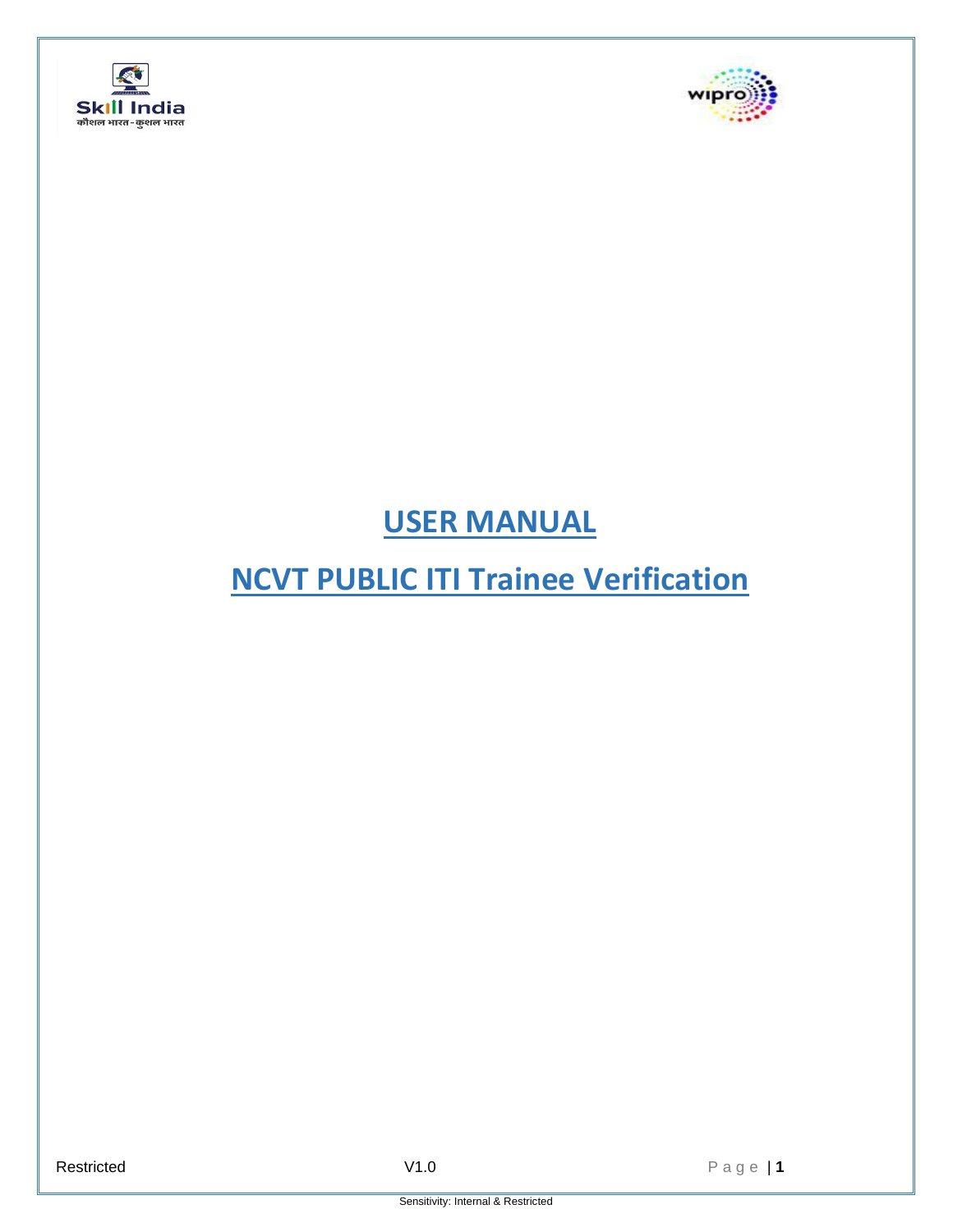# USER MANUAL

# NCVT PUBLIC ITI Trainee Verification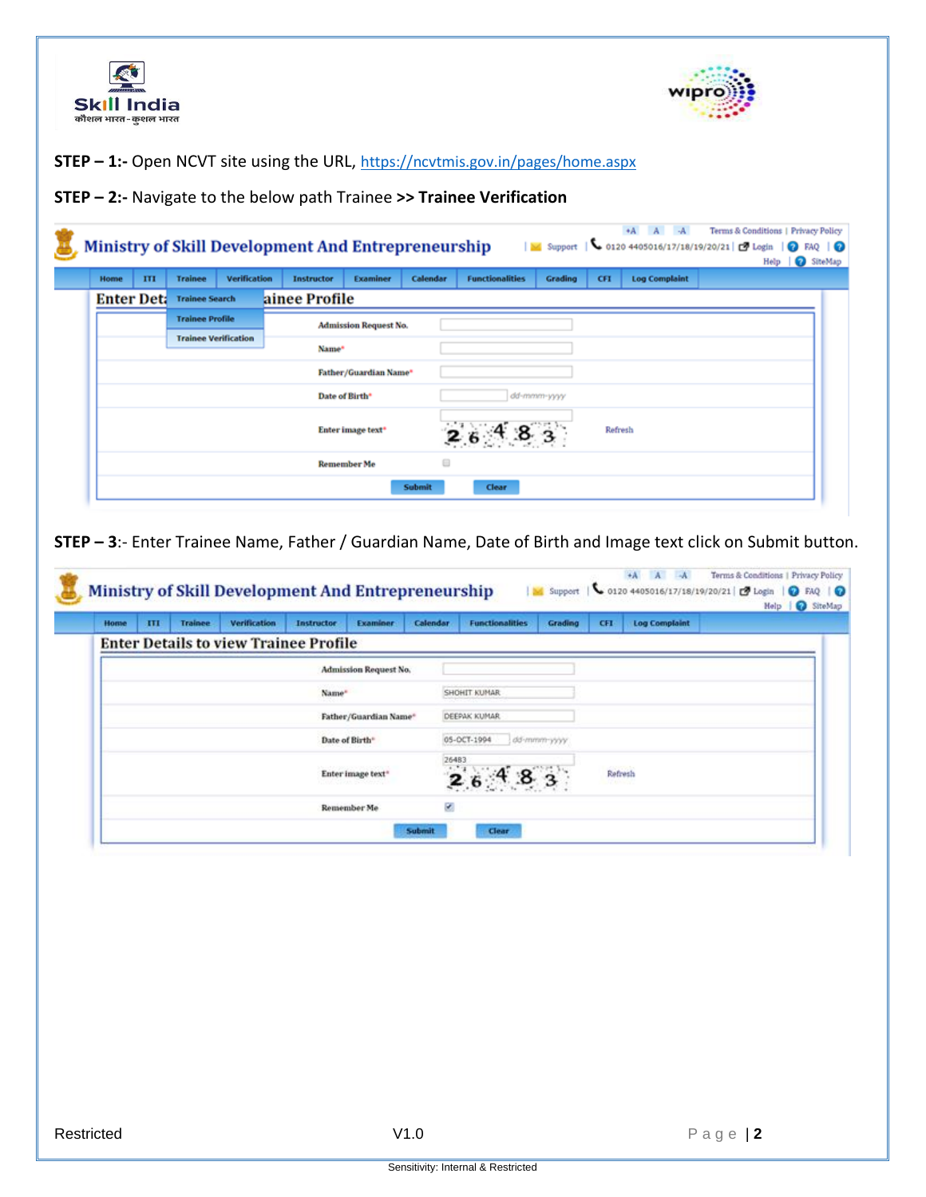**STEP – 1:-** Open NCVT site using the URL, https://ncvtmis.gov.in/pages/home.aspx

**STEP – 2:-** Navigate to the below path Trainee **>> Trainee Verification**

**STEP – 3**:- Enter Trainee Name, Father / Guardian Name, Date of Birth and Image text click on Submit button.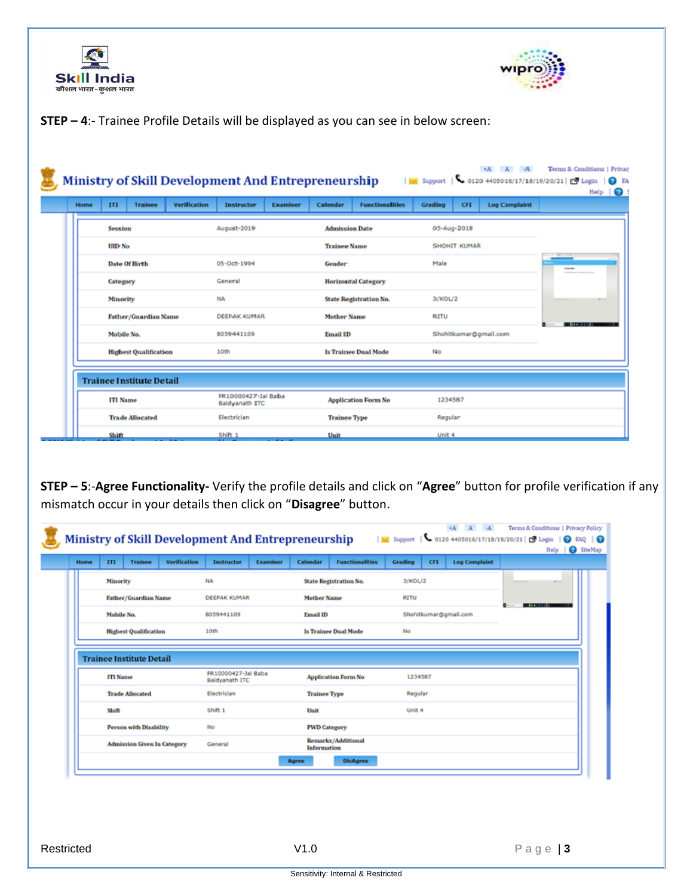**STEP – 4**:- Trainee Profile Details will be displayed as you can see in below screen:

**STEP – 5**:-**Agree Functionality-** Verify the profile details and click on "**Agree**" button for profile verification if any mismatch occur in your details then click on "**Disagree**" button.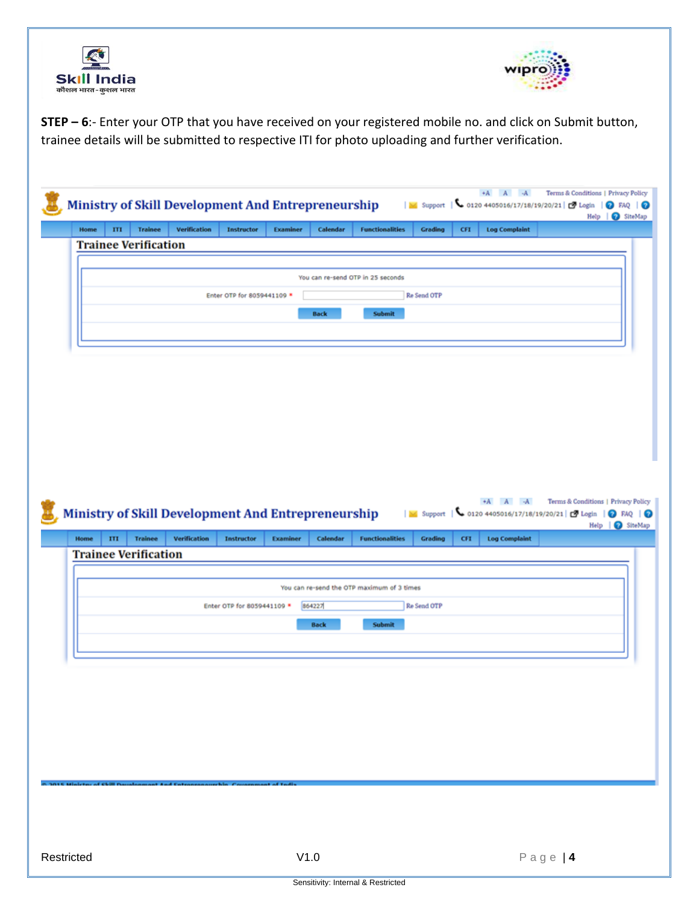**STEP – 6**:- Enter your OTP that you have received on your registered mobile no. and click on Submit button, trainee details will be submitted to respective ITI for photo uploading and further verification.

Ministry of Skill Development And Entrepreneurship

Home | ITI | Trainee | Verification | Instructor | Examiner | Calendar | Functionalities | Grading | CFI | Log Complaint

**Trainee Verification**

You can re-send OTP in 25 seconds

Enter OTP for 8059441109 * Re Send OTP

Back Submit

Ministry of Skill Development And Entrepreneurship

Home | ITI | Trainee | Verification | Instructor | Examiner | Calendar | Functionalities | Grading | CFI | Log Complaint

**Trainee Verification**

You can re-send the OTP maximum of 3 times

Enter OTP for 8059441109 * 864227 Re Send OTP

Back Submit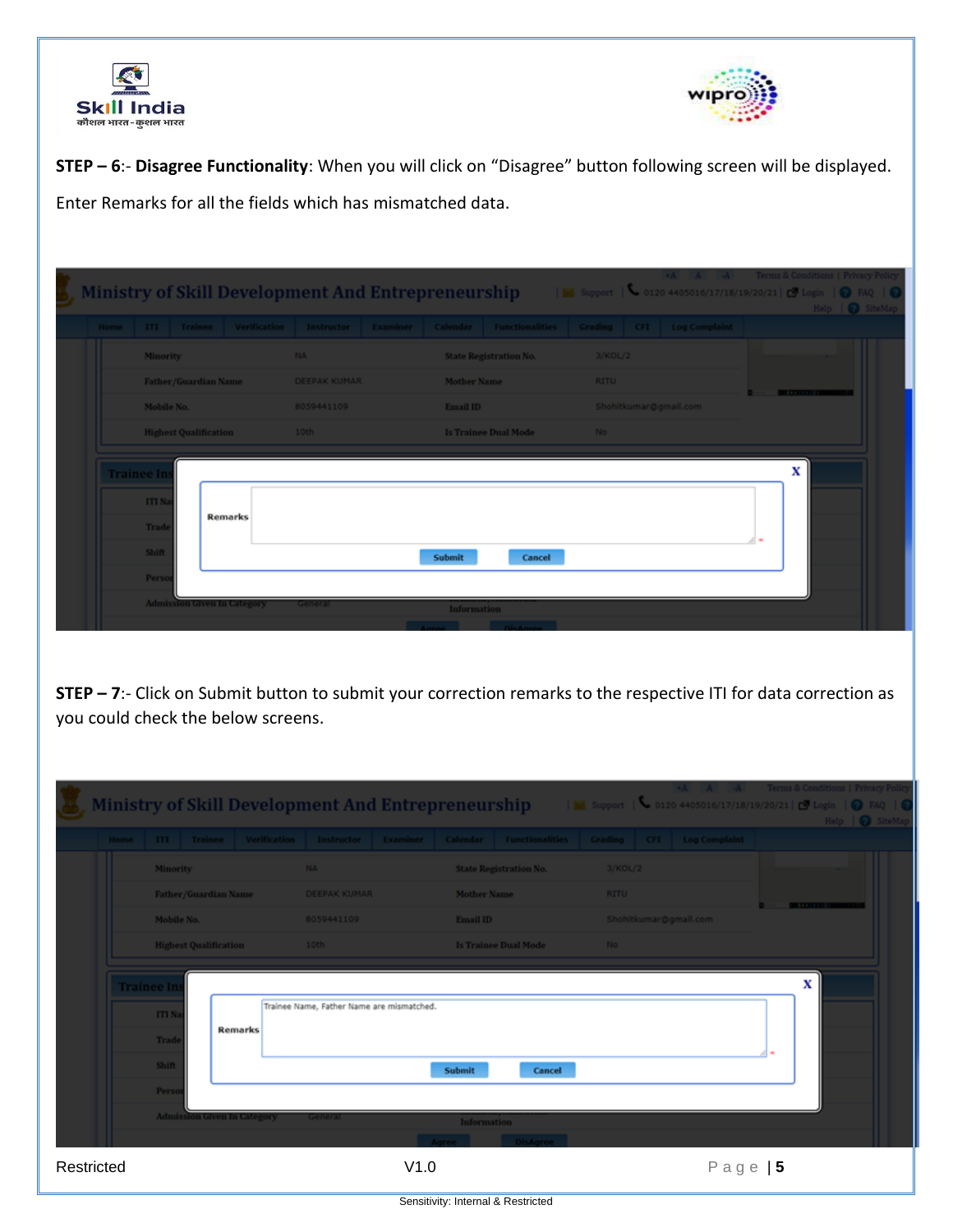**STEP – 6**:- **Disagree Functionality**: When you will click on "Disagree" button following screen will be displayed.

Enter Remarks for all the fields which has mismatched data.

**STEP – 7**:- Click on Submit button to submit your correction remarks to the respective ITI for data correction as you could check the below screens.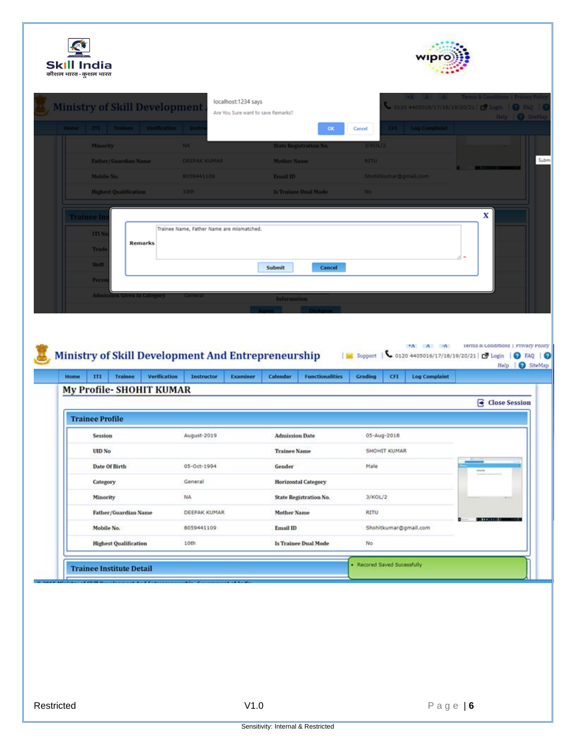localhost:1234 says

Are You Sure want to save Remarks?

OK | Cancel

Remarks: Trainee Name, Father Name are mismatched.

Submit | Cancel

Ministry of Skill Development And Entrepreneurship

Home | ITI | Trainee | Verification | Instructor | Examiner | Calendar | Functionalities | Grading | CFI | Log Complaint

## My Profile- SHOHIT KUMAR

Close Session

### Trainee Profile

| | | | |
|---|---|---|---|
| Session | August-2019 | Admission Date | 05-Aug-2018 |
| UID No | | Trainee Name | SHOHIT KUMAR |
| Date Of Birth | 05-Oct-1994 | Gender | Male |
| Category | General | Horizontal Category | |
| Minority | NA | State Registration No. | 3/KOL/2 |
| Father/Guardian Name | DEEPAK KUMAR | Mother Name | RITU |
| Mobile No. | 8059441109 | Email ID | Shohitkumar@gmail.com |
| Highest Qualification | 10th | Is Trainee Dual Mode | No |

### Trainee Institute Detail

- Recored Saved Sucessfully

Restricted | V1.0

Sensitivity: Internal & Restricted